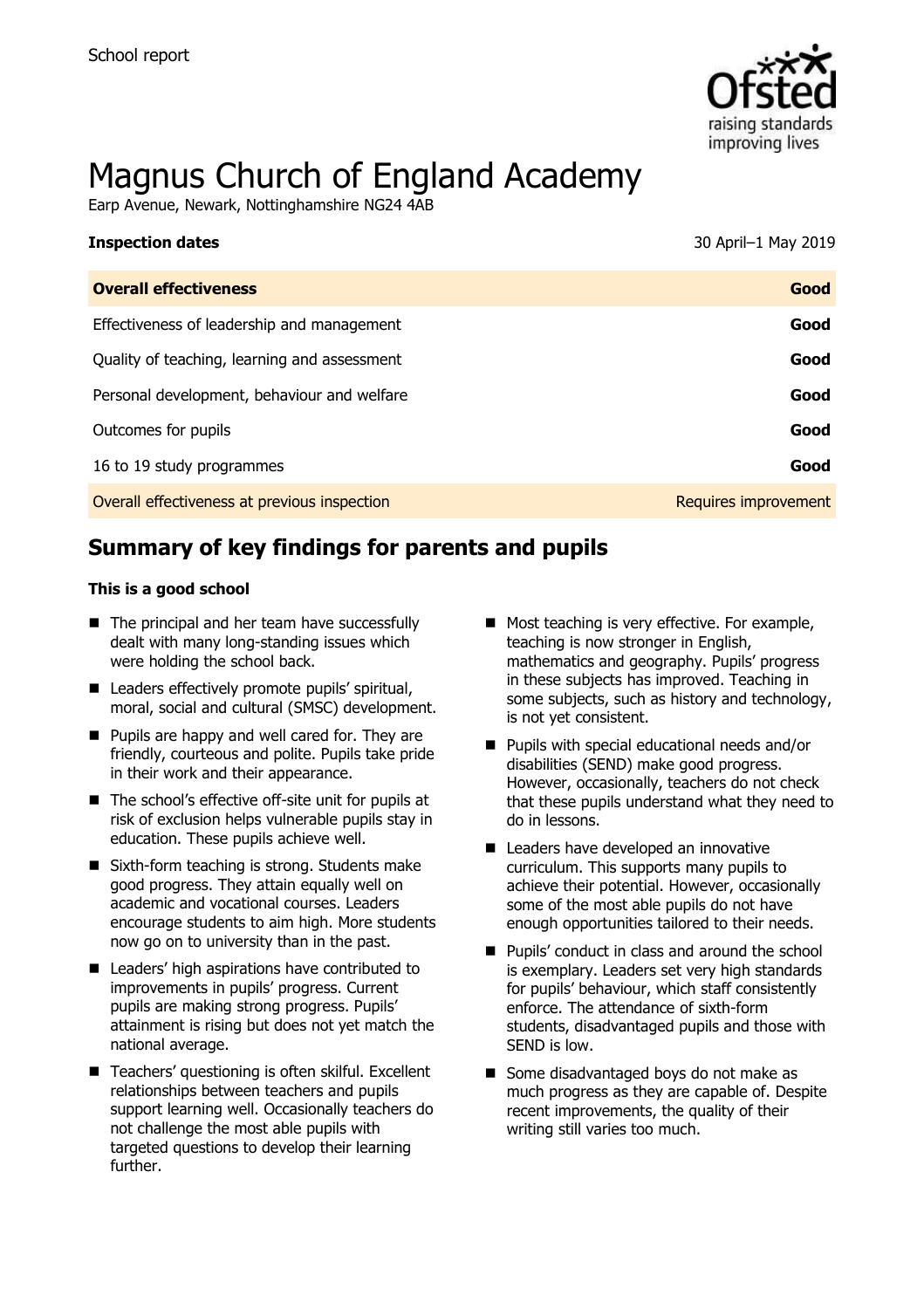School report

# Magnus Church of England Academy

Earp Avenue, Newark, Nottinghamshire NG24 4AB

| **Inspection dates** | 30 April–1 May 2019 |
| --- | --- |
| **Overall effectiveness** | **Good** |
| Effectiveness of leadership and management | **Good** |
| Quality of teaching, learning and assessment | **Good** |
| Personal development, behaviour and welfare | **Good** |
| Outcomes for pupils | **Good** |
| 16 to 19 study programmes | **Good** |
| Overall effectiveness at previous inspection | Requires improvement |

## Summary of key findings for parents and pupils

### This is a good school

- The principal and her team have successfully dealt with many long-standing issues which were holding the school back.
- Leaders effectively promote pupils' spiritual, moral, social and cultural (SMSC) development.
- Pupils are happy and well cared for. They are friendly, courteous and polite. Pupils take pride in their work and their appearance.
- The school's effective off-site unit for pupils at risk of exclusion helps vulnerable pupils stay in education. These pupils achieve well.
- Sixth-form teaching is strong. Students make good progress. They attain equally well on academic and vocational courses. Leaders encourage students to aim high. More students now go on to university than in the past.
- Leaders' high aspirations have contributed to improvements in pupils' progress. Current pupils are making strong progress. Pupils' attainment is rising but does not yet match the national average.
- Teachers' questioning is often skilful. Excellent relationships between teachers and pupils support learning well. Occasionally teachers do not challenge the most able pupils with targeted questions to develop their learning further.
- Most teaching is very effective. For example, teaching is now stronger in English, mathematics and geography. Pupils' progress in these subjects has improved. Teaching in some subjects, such as history and technology, is not yet consistent.
- Pupils with special educational needs and/or disabilities (SEND) make good progress. However, occasionally, teachers do not check that these pupils understand what they need to do in lessons.
- Leaders have developed an innovative curriculum. This supports many pupils to achieve their potential. However, occasionally some of the most able pupils do not have enough opportunities tailored to their needs.
- Pupils' conduct in class and around the school is exemplary. Leaders set very high standards for pupils' behaviour, which staff consistently enforce. The attendance of sixth-form students, disadvantaged pupils and those with SEND is low.
- Some disadvantaged boys do not make as much progress as they are capable of. Despite recent improvements, the quality of their writing still varies too much.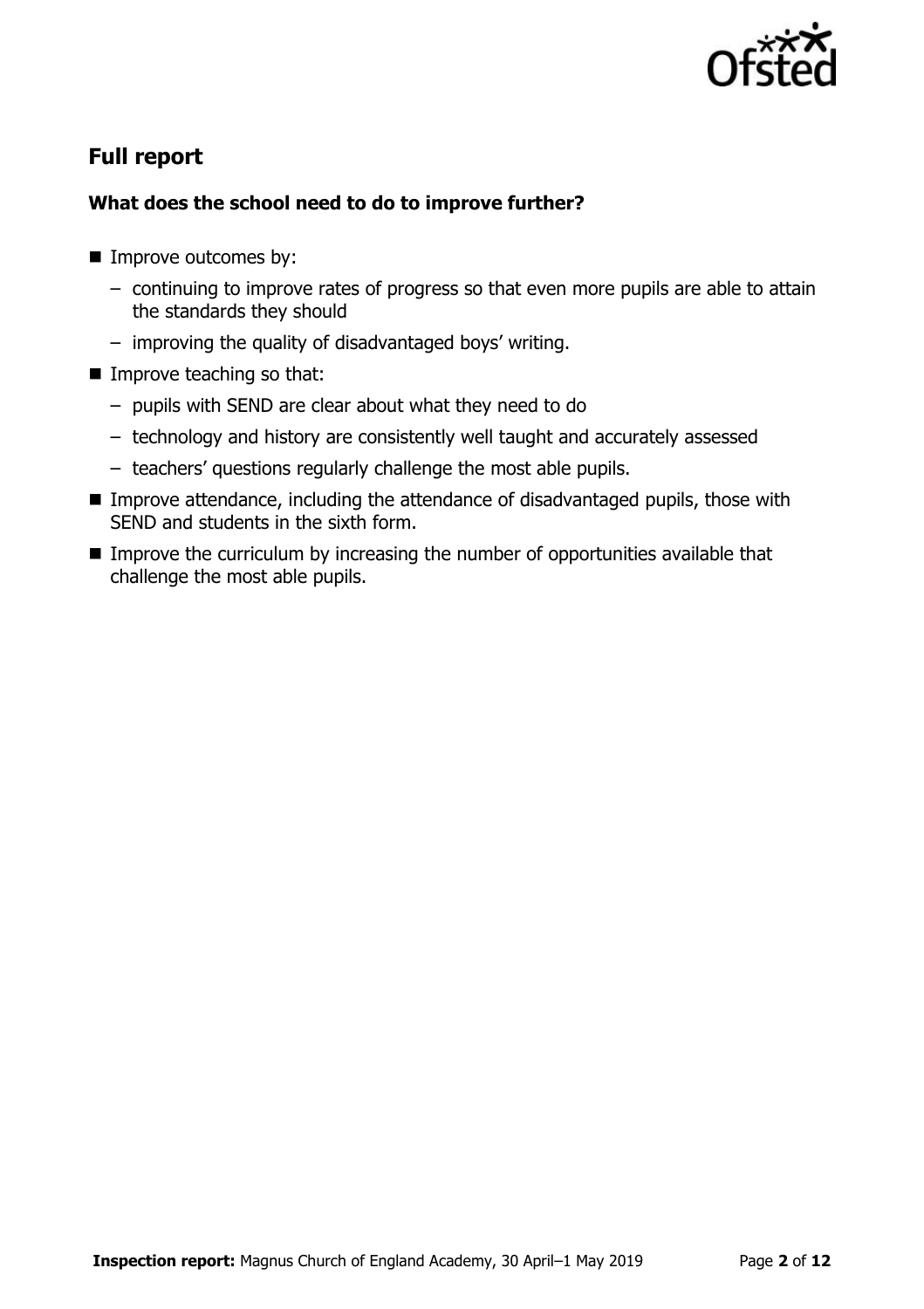## Full report

### What does the school need to do to improve further?

- Improve outcomes by:
  - continuing to improve rates of progress so that even more pupils are able to attain the standards they should
  - improving the quality of disadvantaged boys' writing.
- Improve teaching so that:
  - pupils with SEND are clear about what they need to do
  - technology and history are consistently well taught and accurately assessed
  - teachers' questions regularly challenge the most able pupils.
- Improve attendance, including the attendance of disadvantaged pupils, those with SEND and students in the sixth form.
- Improve the curriculum by increasing the number of opportunities available that challenge the most able pupils.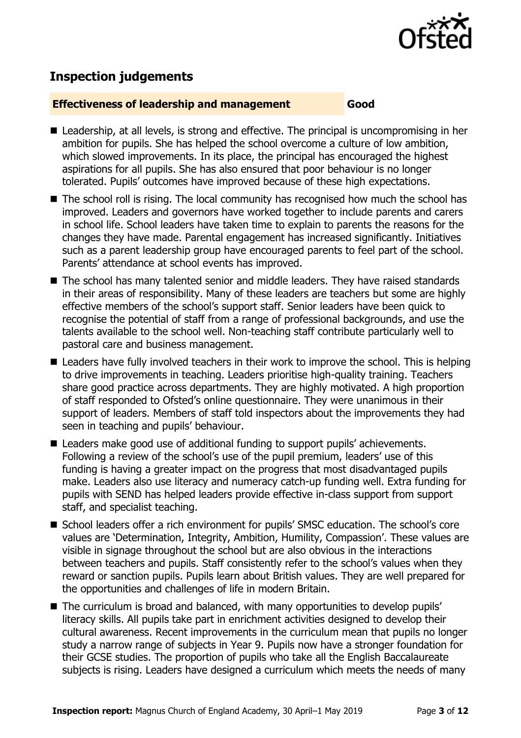## Inspection judgements

**Effectiveness of leadership and management** **Good**

- Leadership, at all levels, is strong and effective. The principal is uncompromising in her ambition for pupils. She has helped the school overcome a culture of low ambition, which slowed improvements. In its place, the principal has encouraged the highest aspirations for all pupils. She has also ensured that poor behaviour is no longer tolerated. Pupils' outcomes have improved because of these high expectations.
- The school roll is rising. The local community has recognised how much the school has improved. Leaders and governors have worked together to include parents and carers in school life. School leaders have taken time to explain to parents the reasons for the changes they have made. Parental engagement has increased significantly. Initiatives such as a parent leadership group have encouraged parents to feel part of the school. Parents' attendance at school events has improved.
- The school has many talented senior and middle leaders. They have raised standards in their areas of responsibility. Many of these leaders are teachers but some are highly effective members of the school's support staff. Senior leaders have been quick to recognise the potential of staff from a range of professional backgrounds, and use the talents available to the school well. Non-teaching staff contribute particularly well to pastoral care and business management.
- Leaders have fully involved teachers in their work to improve the school. This is helping to drive improvements in teaching. Leaders prioritise high-quality training. Teachers share good practice across departments. They are highly motivated. A high proportion of staff responded to Ofsted's online questionnaire. They were unanimous in their support of leaders. Members of staff told inspectors about the improvements they had seen in teaching and pupils' behaviour.
- Leaders make good use of additional funding to support pupils' achievements. Following a review of the school's use of the pupil premium, leaders' use of this funding is having a greater impact on the progress that most disadvantaged pupils make. Leaders also use literacy and numeracy catch-up funding well. Extra funding for pupils with SEND has helped leaders provide effective in-class support from support staff, and specialist teaching.
- School leaders offer a rich environment for pupils' SMSC education. The school's core values are 'Determination, Integrity, Ambition, Humility, Compassion'. These values are visible in signage throughout the school but are also obvious in the interactions between teachers and pupils. Staff consistently refer to the school's values when they reward or sanction pupils. Pupils learn about British values. They are well prepared for the opportunities and challenges of life in modern Britain.
- The curriculum is broad and balanced, with many opportunities to develop pupils' literacy skills. All pupils take part in enrichment activities designed to develop their cultural awareness. Recent improvements in the curriculum mean that pupils no longer study a narrow range of subjects in Year 9. Pupils now have a stronger foundation for their GCSE studies. The proportion of pupils who take all the English Baccalaureate subjects is rising. Leaders have designed a curriculum which meets the needs of many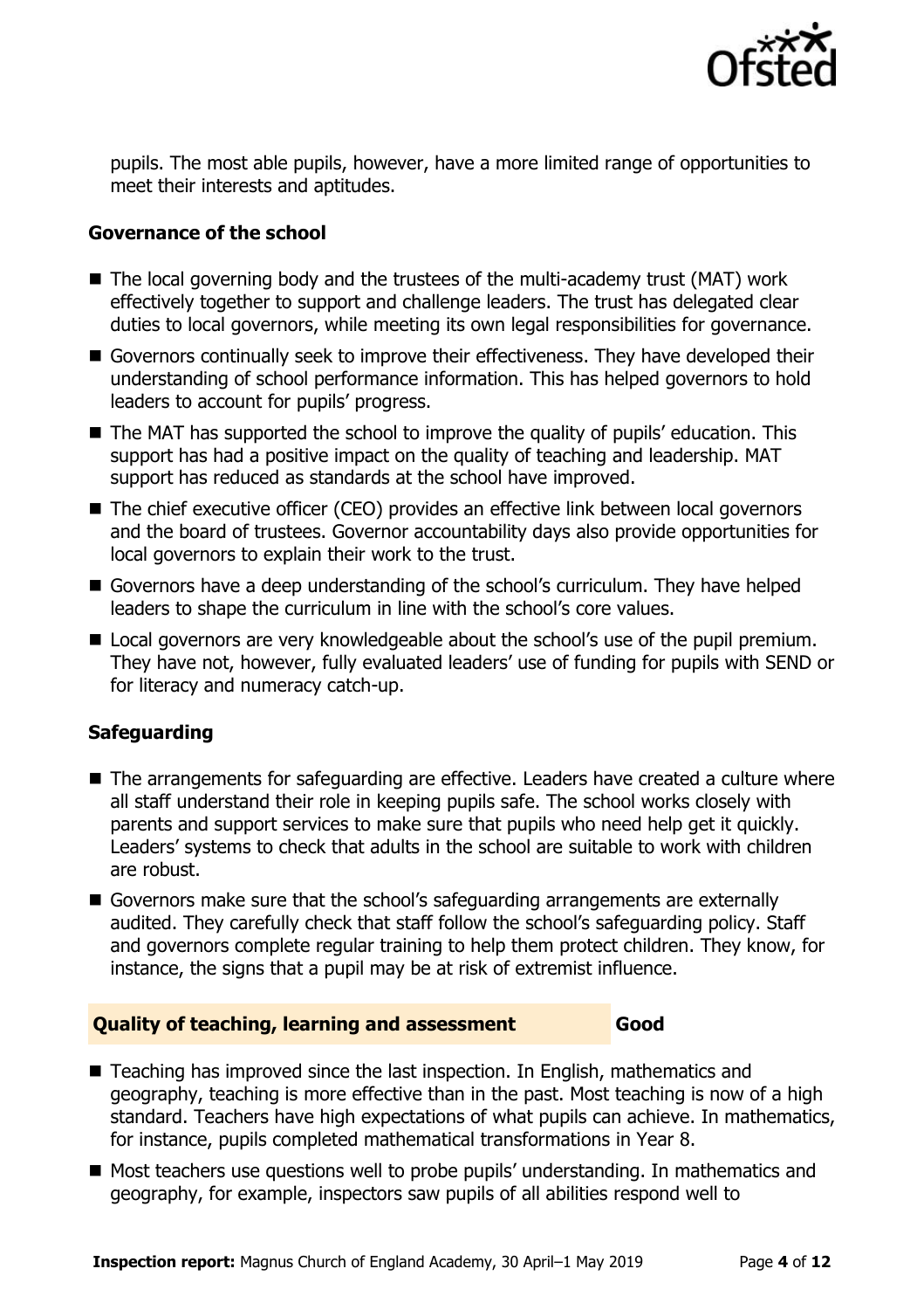pupils. The most able pupils, however, have a more limited range of opportunities to meet their interests and aptitudes.

### Governance of the school

- The local governing body and the trustees of the multi-academy trust (MAT) work effectively together to support and challenge leaders. The trust has delegated clear duties to local governors, while meeting its own legal responsibilities for governance.
- Governors continually seek to improve their effectiveness. They have developed their understanding of school performance information. This has helped governors to hold leaders to account for pupils' progress.
- The MAT has supported the school to improve the quality of pupils' education. This support has had a positive impact on the quality of teaching and leadership. MAT support has reduced as standards at the school have improved.
- The chief executive officer (CEO) provides an effective link between local governors and the board of trustees. Governor accountability days also provide opportunities for local governors to explain their work to the trust.
- Governors have a deep understanding of the school's curriculum. They have helped leaders to shape the curriculum in line with the school's core values.
- Local governors are very knowledgeable about the school's use of the pupil premium. They have not, however, fully evaluated leaders' use of funding for pupils with SEND or for literacy and numeracy catch-up.

### Safeguarding

- The arrangements for safeguarding are effective. Leaders have created a culture where all staff understand their role in keeping pupils safe. The school works closely with parents and support services to make sure that pupils who need help get it quickly. Leaders' systems to check that adults in the school are suitable to work with children are robust.
- Governors make sure that the school's safeguarding arrangements are externally audited. They carefully check that staff follow the school's safeguarding policy. Staff and governors complete regular training to help them protect children. They know, for instance, the signs that a pupil may be at risk of extremist influence.

## Quality of teaching, learning and assessment — Good

- Teaching has improved since the last inspection. In English, mathematics and geography, teaching is more effective than in the past. Most teaching is now of a high standard. Teachers have high expectations of what pupils can achieve. In mathematics, for instance, pupils completed mathematical transformations in Year 8.
- Most teachers use questions well to probe pupils' understanding. In mathematics and geography, for example, inspectors saw pupils of all abilities respond well to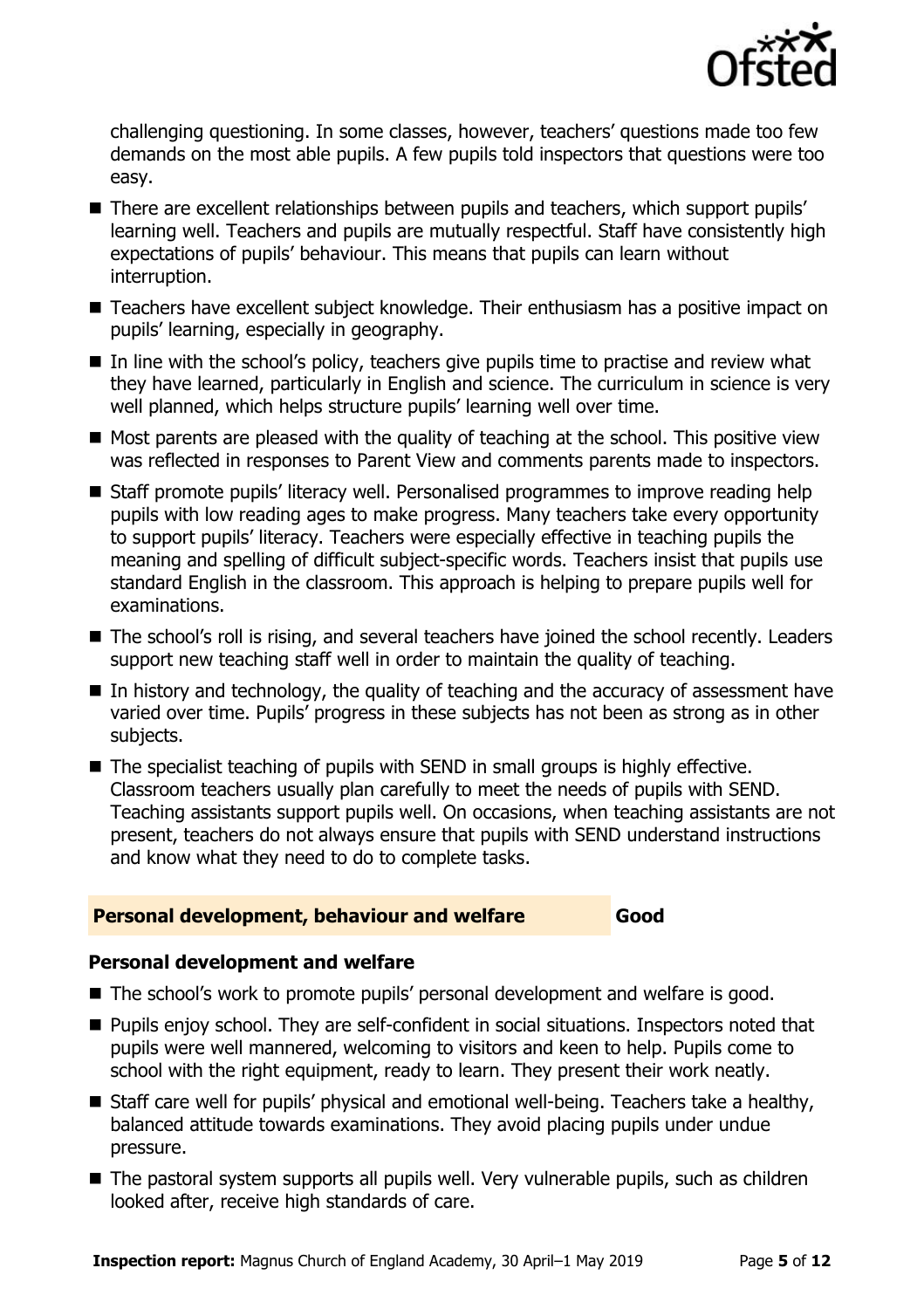challenging questioning. In some classes, however, teachers' questions made too few demands on the most able pupils. A few pupils told inspectors that questions were too easy.

- There are excellent relationships between pupils and teachers, which support pupils' learning well. Teachers and pupils are mutually respectful. Staff have consistently high expectations of pupils' behaviour. This means that pupils can learn without interruption.
- Teachers have excellent subject knowledge. Their enthusiasm has a positive impact on pupils' learning, especially in geography.
- In line with the school's policy, teachers give pupils time to practise and review what they have learned, particularly in English and science. The curriculum in science is very well planned, which helps structure pupils' learning well over time.
- Most parents are pleased with the quality of teaching at the school. This positive view was reflected in responses to Parent View and comments parents made to inspectors.
- Staff promote pupils' literacy well. Personalised programmes to improve reading help pupils with low reading ages to make progress. Many teachers take every opportunity to support pupils' literacy. Teachers were especially effective in teaching pupils the meaning and spelling of difficult subject-specific words. Teachers insist that pupils use standard English in the classroom. This approach is helping to prepare pupils well for examinations.
- The school's roll is rising, and several teachers have joined the school recently. Leaders support new teaching staff well in order to maintain the quality of teaching.
- In history and technology, the quality of teaching and the accuracy of assessment have varied over time. Pupils' progress in these subjects has not been as strong as in other subjects.
- The specialist teaching of pupils with SEND in small groups is highly effective. Classroom teachers usually plan carefully to meet the needs of pupils with SEND. Teaching assistants support pupils well. On occasions, when teaching assistants are not present, teachers do not always ensure that pupils with SEND understand instructions and know what they need to do to complete tasks.

## Personal development, behaviour and welfare — Good

### Personal development and welfare

- The school's work to promote pupils' personal development and welfare is good.
- Pupils enjoy school. They are self-confident in social situations. Inspectors noted that pupils were well mannered, welcoming to visitors and keen to help. Pupils come to school with the right equipment, ready to learn. They present their work neatly.
- Staff care well for pupils' physical and emotional well-being. Teachers take a healthy, balanced attitude towards examinations. They avoid placing pupils under undue pressure.
- The pastoral system supports all pupils well. Very vulnerable pupils, such as children looked after, receive high standards of care.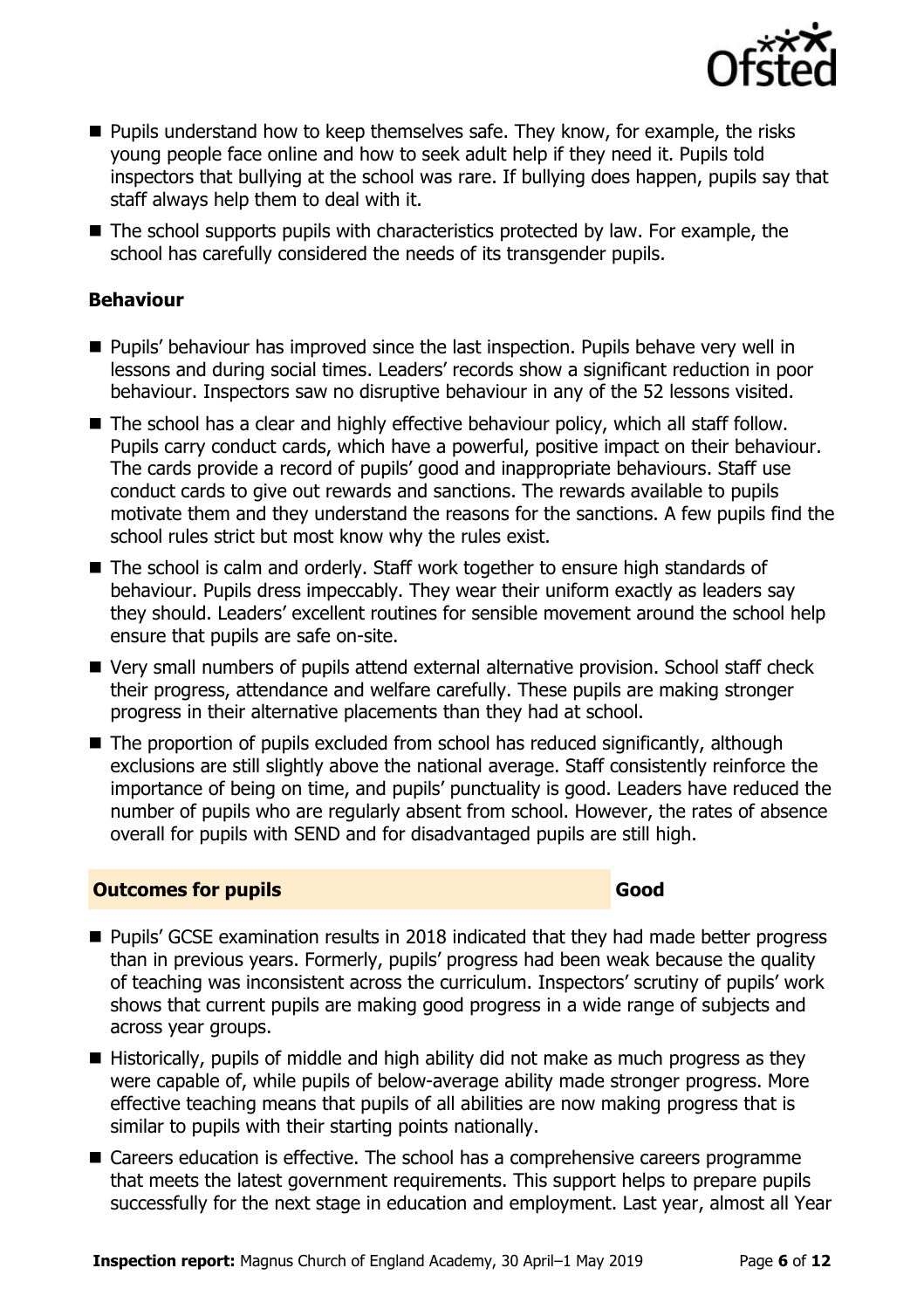- Pupils understand how to keep themselves safe. They know, for example, the risks young people face online and how to seek adult help if they need it. Pupils told inspectors that bullying at the school was rare. If bullying does happen, pupils say that staff always help them to deal with it.
- The school supports pupils with characteristics protected by law. For example, the school has carefully considered the needs of its transgender pupils.

### Behaviour

- Pupils' behaviour has improved since the last inspection. Pupils behave very well in lessons and during social times. Leaders' records show a significant reduction in poor behaviour. Inspectors saw no disruptive behaviour in any of the 52 lessons visited.
- The school has a clear and highly effective behaviour policy, which all staff follow. Pupils carry conduct cards, which have a powerful, positive impact on their behaviour. The cards provide a record of pupils' good and inappropriate behaviours. Staff use conduct cards to give out rewards and sanctions. The rewards available to pupils motivate them and they understand the reasons for the sanctions. A few pupils find the school rules strict but most know why the rules exist.
- The school is calm and orderly. Staff work together to ensure high standards of behaviour. Pupils dress impeccably. They wear their uniform exactly as leaders say they should. Leaders' excellent routines for sensible movement around the school help ensure that pupils are safe on-site.
- Very small numbers of pupils attend external alternative provision. School staff check their progress, attendance and welfare carefully. These pupils are making stronger progress in their alternative placements than they had at school.
- The proportion of pupils excluded from school has reduced significantly, although exclusions are still slightly above the national average. Staff consistently reinforce the importance of being on time, and pupils' punctuality is good. Leaders have reduced the number of pupils who are regularly absent from school. However, the rates of absence overall for pupils with SEND and for disadvantaged pupils are still high.

## Outcomes for pupils — Good

- Pupils' GCSE examination results in 2018 indicated that they had made better progress than in previous years. Formerly, pupils' progress had been weak because the quality of teaching was inconsistent across the curriculum. Inspectors' scrutiny of pupils' work shows that current pupils are making good progress in a wide range of subjects and across year groups.
- Historically, pupils of middle and high ability did not make as much progress as they were capable of, while pupils of below-average ability made stronger progress. More effective teaching means that pupils of all abilities are now making progress that is similar to pupils with their starting points nationally.
- Careers education is effective. The school has a comprehensive careers programme that meets the latest government requirements. This support helps to prepare pupils successfully for the next stage in education and employment. Last year, almost all Year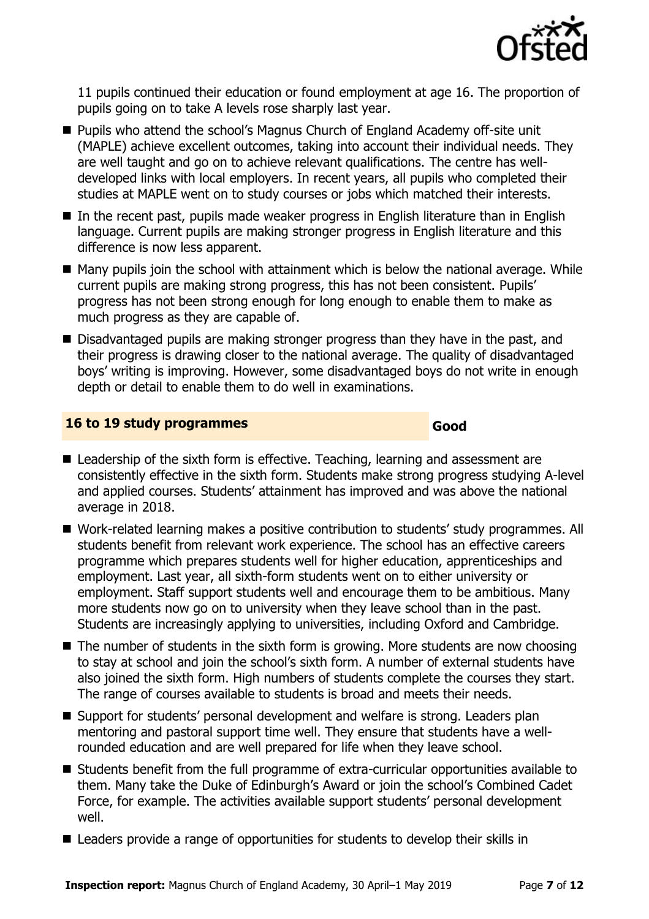11 pupils continued their education or found employment at age 16. The proportion of pupils going on to take A levels rose sharply last year.

- Pupils who attend the school's Magnus Church of England Academy off-site unit (MAPLE) achieve excellent outcomes, taking into account their individual needs. They are well taught and go on to achieve relevant qualifications. The centre has well-developed links with local employers. In recent years, all pupils who completed their studies at MAPLE went on to study courses or jobs which matched their interests.
- In the recent past, pupils made weaker progress in English literature than in English language. Current pupils are making stronger progress in English literature and this difference is now less apparent.
- Many pupils join the school with attainment which is below the national average. While current pupils are making strong progress, this has not been consistent. Pupils' progress has not been strong enough for long enough to enable them to make as much progress as they are capable of.
- Disadvantaged pupils are making stronger progress than they have in the past, and their progress is drawing closer to the national average. The quality of disadvantaged boys' writing is improving. However, some disadvantaged boys do not write in enough depth or detail to enable them to do well in examinations.

## 16 to 19 study programmes — Good

- Leadership of the sixth form is effective. Teaching, learning and assessment are consistently effective in the sixth form. Students make strong progress studying A-level and applied courses. Students' attainment has improved and was above the national average in 2018.
- Work-related learning makes a positive contribution to students' study programmes. All students benefit from relevant work experience. The school has an effective careers programme which prepares students well for higher education, apprenticeships and employment. Last year, all sixth-form students went on to either university or employment. Staff support students well and encourage them to be ambitious. Many more students now go on to university when they leave school than in the past. Students are increasingly applying to universities, including Oxford and Cambridge.
- The number of students in the sixth form is growing. More students are now choosing to stay at school and join the school's sixth form. A number of external students have also joined the sixth form. High numbers of students complete the courses they start. The range of courses available to students is broad and meets their needs.
- Support for students' personal development and welfare is strong. Leaders plan mentoring and pastoral support time well. They ensure that students have a well-rounded education and are well prepared for life when they leave school.
- Students benefit from the full programme of extra-curricular opportunities available to them. Many take the Duke of Edinburgh's Award or join the school's Combined Cadet Force, for example. The activities available support students' personal development well.
- Leaders provide a range of opportunities for students to develop their skills in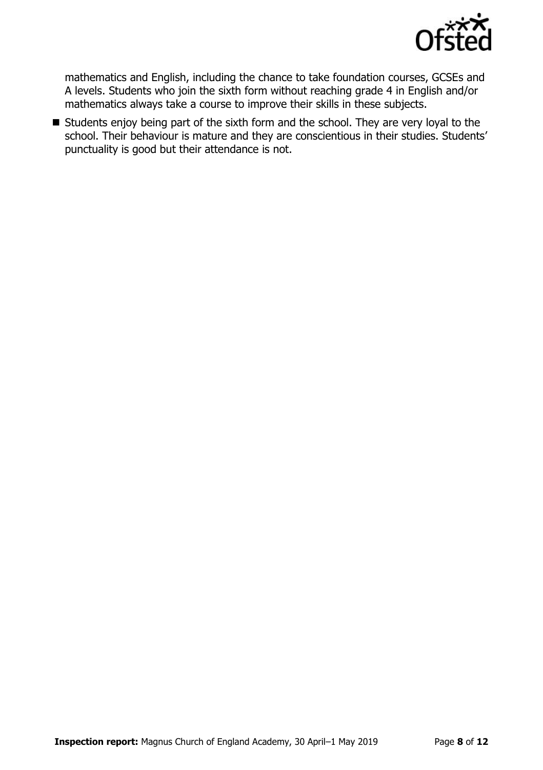mathematics and English, including the chance to take foundation courses, GCSEs and A levels. Students who join the sixth form without reaching grade 4 in English and/or mathematics always take a course to improve their skills in these subjects.

- Students enjoy being part of the sixth form and the school. They are very loyal to the school. Their behaviour is mature and they are conscientious in their studies. Students' punctuality is good but their attendance is not.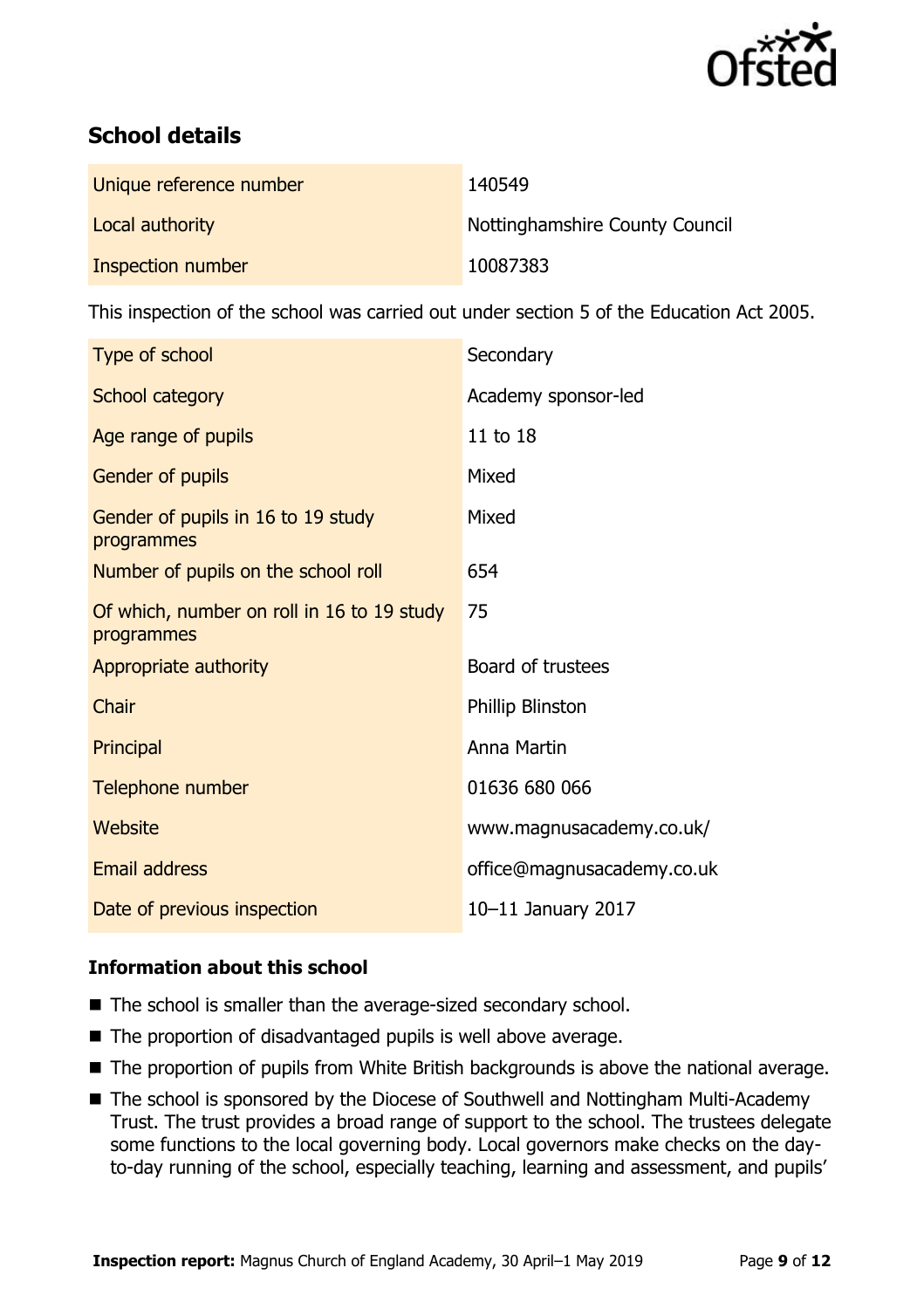## School details

| | |
|---|---|
| Unique reference number | 140549 |
| Local authority | Nottinghamshire County Council |
| Inspection number | 10087383 |

This inspection of the school was carried out under section 5 of the Education Act 2005.

| | |
|---|---|
| Type of school | Secondary |
| School category | Academy sponsor-led |
| Age range of pupils | 11 to 18 |
| Gender of pupils | Mixed |
| Gender of pupils in 16 to 19 study programmes | Mixed |
| Number of pupils on the school roll | 654 |
| Of which, number on roll in 16 to 19 study programmes | 75 |
| Appropriate authority | Board of trustees |
| Chair | Phillip Blinston |
| Principal | Anna Martin |
| Telephone number | 01636 680 066 |
| Website | www.magnusacademy.co.uk/ |
| Email address | office@magnusacademy.co.uk |
| Date of previous inspection | 10–11 January 2017 |

### Information about this school

- The school is smaller than the average-sized secondary school.
- The proportion of disadvantaged pupils is well above average.
- The proportion of pupils from White British backgrounds is above the national average.
- The school is sponsored by the Diocese of Southwell and Nottingham Multi-Academy Trust. The trust provides a broad range of support to the school. The trustees delegate some functions to the local governing body. Local governors make checks on the day-to-day running of the school, especially teaching, learning and assessment, and pupils'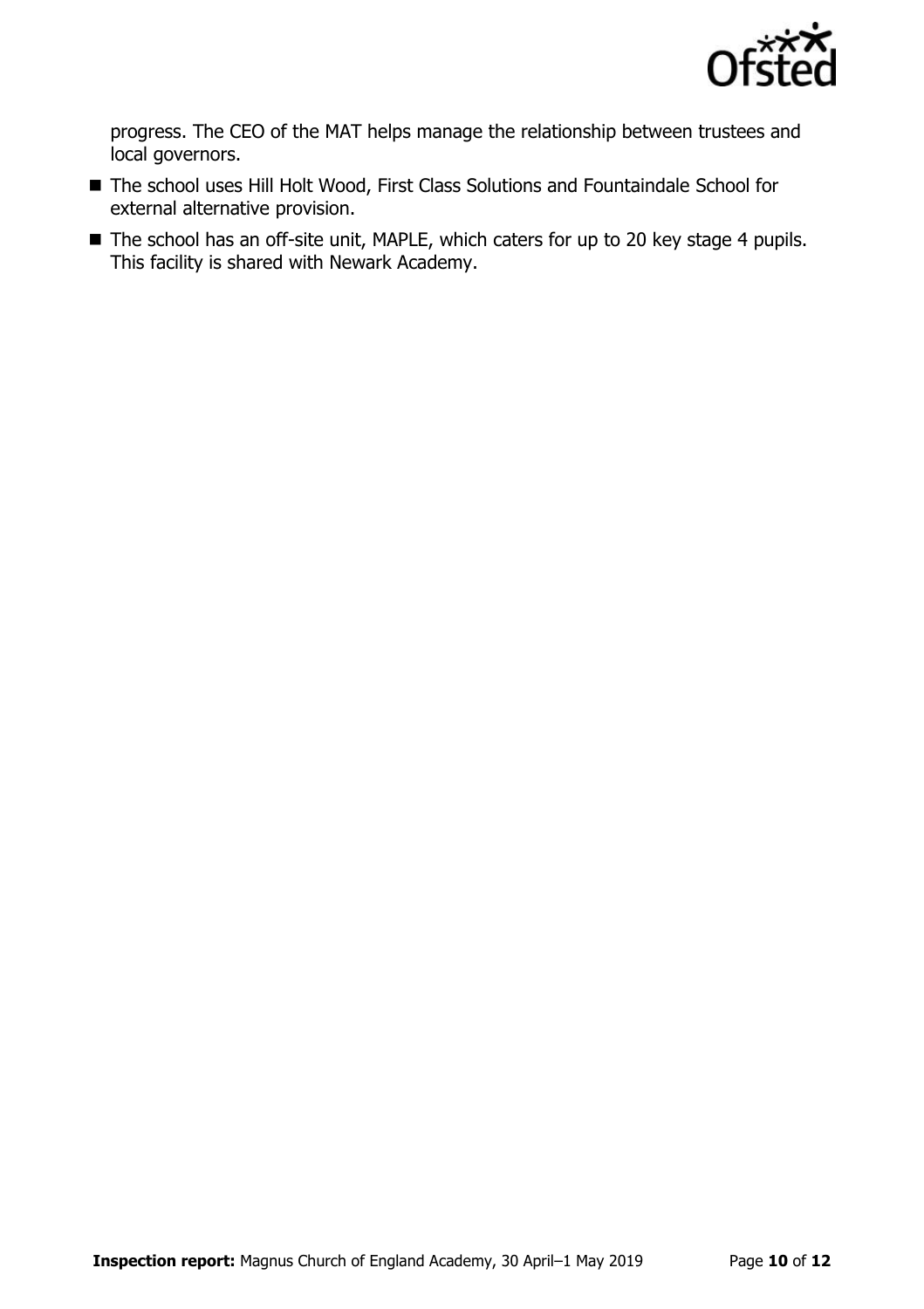progress. The CEO of the MAT helps manage the relationship between trustees and local governors.

- The school uses Hill Holt Wood, First Class Solutions and Fountaindale School for external alternative provision.
- The school has an off-site unit, MAPLE, which caters for up to 20 key stage 4 pupils. This facility is shared with Newark Academy.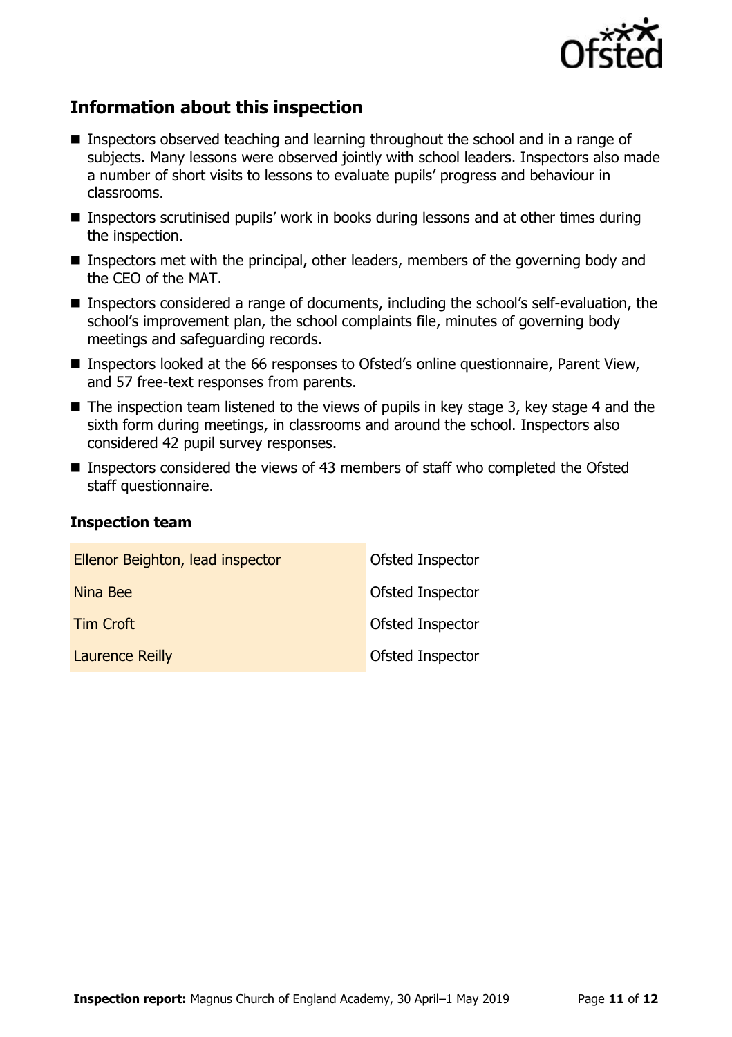## Information about this inspection

- Inspectors observed teaching and learning throughout the school and in a range of subjects. Many lessons were observed jointly with school leaders. Inspectors also made a number of short visits to lessons to evaluate pupils' progress and behaviour in classrooms.
- Inspectors scrutinised pupils' work in books during lessons and at other times during the inspection.
- Inspectors met with the principal, other leaders, members of the governing body and the CEO of the MAT.
- Inspectors considered a range of documents, including the school's self-evaluation, the school's improvement plan, the school complaints file, minutes of governing body meetings and safeguarding records.
- Inspectors looked at the 66 responses to Ofsted's online questionnaire, Parent View, and 57 free-text responses from parents.
- The inspection team listened to the views of pupils in key stage 3, key stage 4 and the sixth form during meetings, in classrooms and around the school. Inspectors also considered 42 pupil survey responses.
- Inspectors considered the views of 43 members of staff who completed the Ofsted staff questionnaire.

### Inspection team

| | |
|---|---|
| Ellenor Beighton, lead inspector | Ofsted Inspector |
| Nina Bee | Ofsted Inspector |
| Tim Croft | Ofsted Inspector |
| Laurence Reilly | Ofsted Inspector |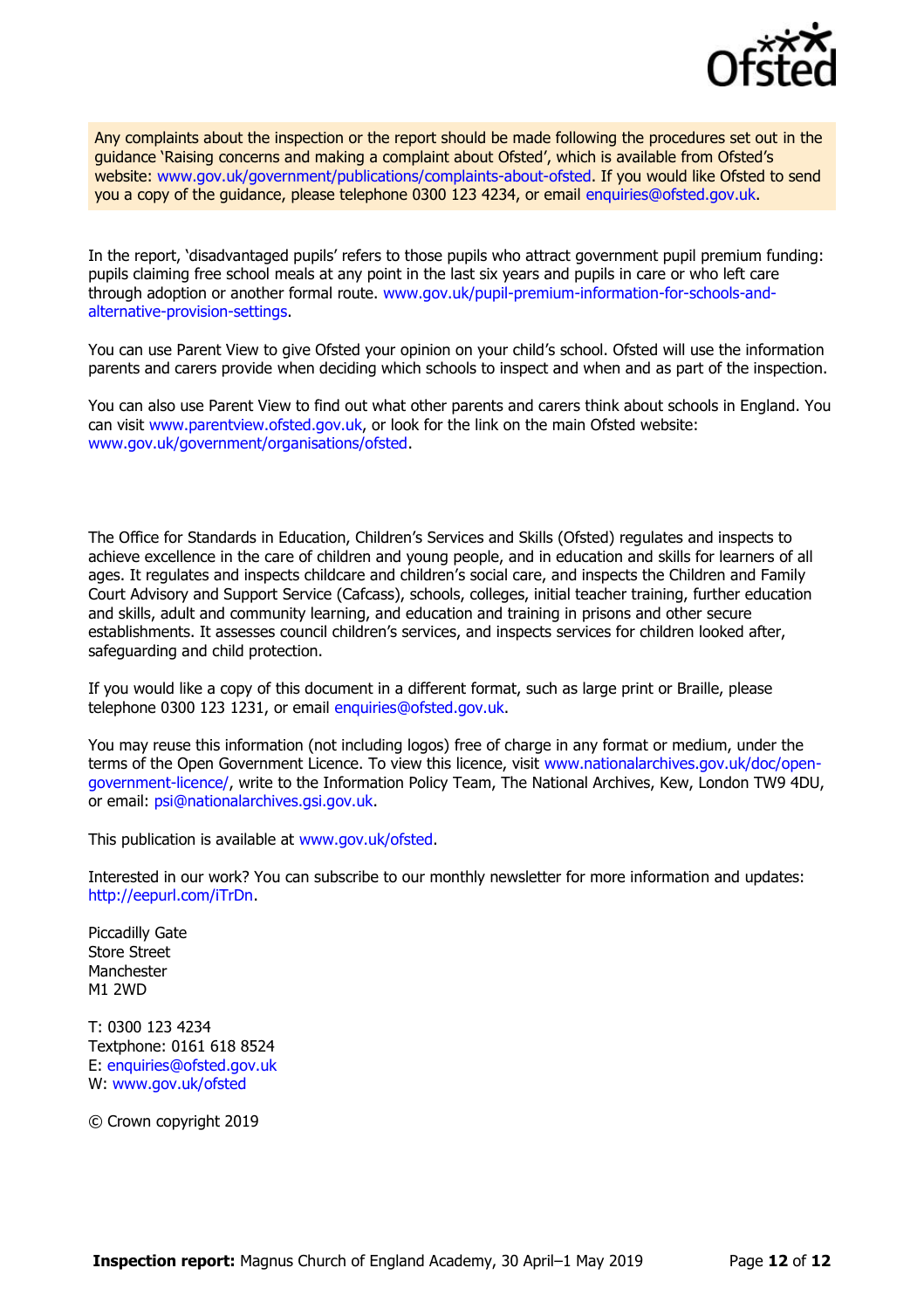Any complaints about the inspection or the report should be made following the procedures set out in the guidance 'Raising concerns and making a complaint about Ofsted', which is available from Ofsted's website: www.gov.uk/government/publications/complaints-about-ofsted. If you would like Ofsted to send you a copy of the guidance, please telephone 0300 123 4234, or email enquiries@ofsted.gov.uk.

In the report, 'disadvantaged pupils' refers to those pupils who attract government pupil premium funding: pupils claiming free school meals at any point in the last six years and pupils in care or who left care through adoption or another formal route. www.gov.uk/pupil-premium-information-for-schools-and-alternative-provision-settings.

You can use Parent View to give Ofsted your opinion on your child's school. Ofsted will use the information parents and carers provide when deciding which schools to inspect and when and as part of the inspection.

You can also use Parent View to find out what other parents and carers think about schools in England. You can visit www.parentview.ofsted.gov.uk, or look for the link on the main Ofsted website: www.gov.uk/government/organisations/ofsted.

The Office for Standards in Education, Children's Services and Skills (Ofsted) regulates and inspects to achieve excellence in the care of children and young people, and in education and skills for learners of all ages. It regulates and inspects childcare and children's social care, and inspects the Children and Family Court Advisory and Support Service (Cafcass), schools, colleges, initial teacher training, further education and skills, adult and community learning, and education and training in prisons and other secure establishments. It assesses council children's services, and inspects services for children looked after, safeguarding and child protection.

If you would like a copy of this document in a different format, such as large print or Braille, please telephone 0300 123 1231, or email enquiries@ofsted.gov.uk.

You may reuse this information (not including logos) free of charge in any format or medium, under the terms of the Open Government Licence. To view this licence, visit www.nationalarchives.gov.uk/doc/open-government-licence/, write to the Information Policy Team, The National Archives, Kew, London TW9 4DU, or email: psi@nationalarchives.gsi.gov.uk.

This publication is available at www.gov.uk/ofsted.

Interested in our work? You can subscribe to our monthly newsletter for more information and updates: http://eepurl.com/iTrDn.

Piccadilly Gate
Store Street
Manchester
M1 2WD

T: 0300 123 4234
Textphone: 0161 618 8524
E: enquiries@ofsted.gov.uk
W: www.gov.uk/ofsted

© Crown copyright 2019